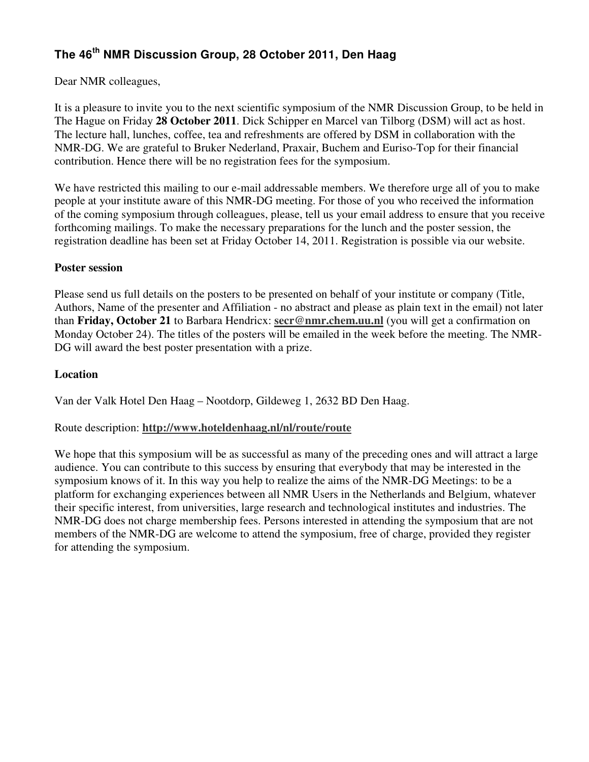# The 46th NMR Discussion Group, 28 October 2011, Den Haag

Dear NMR colleagues,

It is a pleasure to invite you to the next scientific symposium of the NMR Discussion Group, to be held in The Hague on Friday **28 October 2011**. Dick Schipper en Marcel van Tilborg (DSM) will act as host. The lecture hall, lunches, coffee, tea and refreshments are offered by DSM in collaboration with the NMR-DG. We are grateful to Bruker Nederland, Praxair, Buchem and Euriso-Top for their financial contribution. Hence there will be no registration fees for the symposium.

We have restricted this mailing to our e-mail addressable members. We therefore urge all of you to make people at your institute aware of this NMR-DG meeting. For those of you who received the information of the coming symposium through colleagues, please, tell us your email address to ensure that you receive forthcoming mailings. To make the necessary preparations for the lunch and the poster session, the registration deadline has been set at Friday October 14, 2011. Registration is possible via our website.

**Poster session**

Please send us full details on the posters to be presented on behalf of your institute or company (Title, Authors, Name of the presenter and Affiliation - no abstract and please as plain text in the email) not later than **Friday, October 21** to Barbara Hendricx: **secr@nmr.chem.uu.nl** (you will get a confirmation on Monday October 24). The titles of the posters will be emailed in the week before the meeting. The NMR-DG will award the best poster presentation with a prize.

**Location**

Van der Valk Hotel Den Haag – Nootdorp, Gildeweg 1, 2632 BD Den Haag.

Route description: **http://www.hoteldenhaag.nl/nl/route/route**

We hope that this symposium will be as successful as many of the preceding ones and will attract a large audience. You can contribute to this success by ensuring that everybody that may be interested in the symposium knows of it. In this way you help to realize the aims of the NMR-DG Meetings: to be a platform for exchanging experiences between all NMR Users in the Netherlands and Belgium, whatever their specific interest, from universities, large research and technological institutes and industries. The NMR-DG does not charge membership fees. Persons interested in attending the symposium that are not members of the NMR-DG are welcome to attend the symposium, free of charge, provided they register for attending the symposium.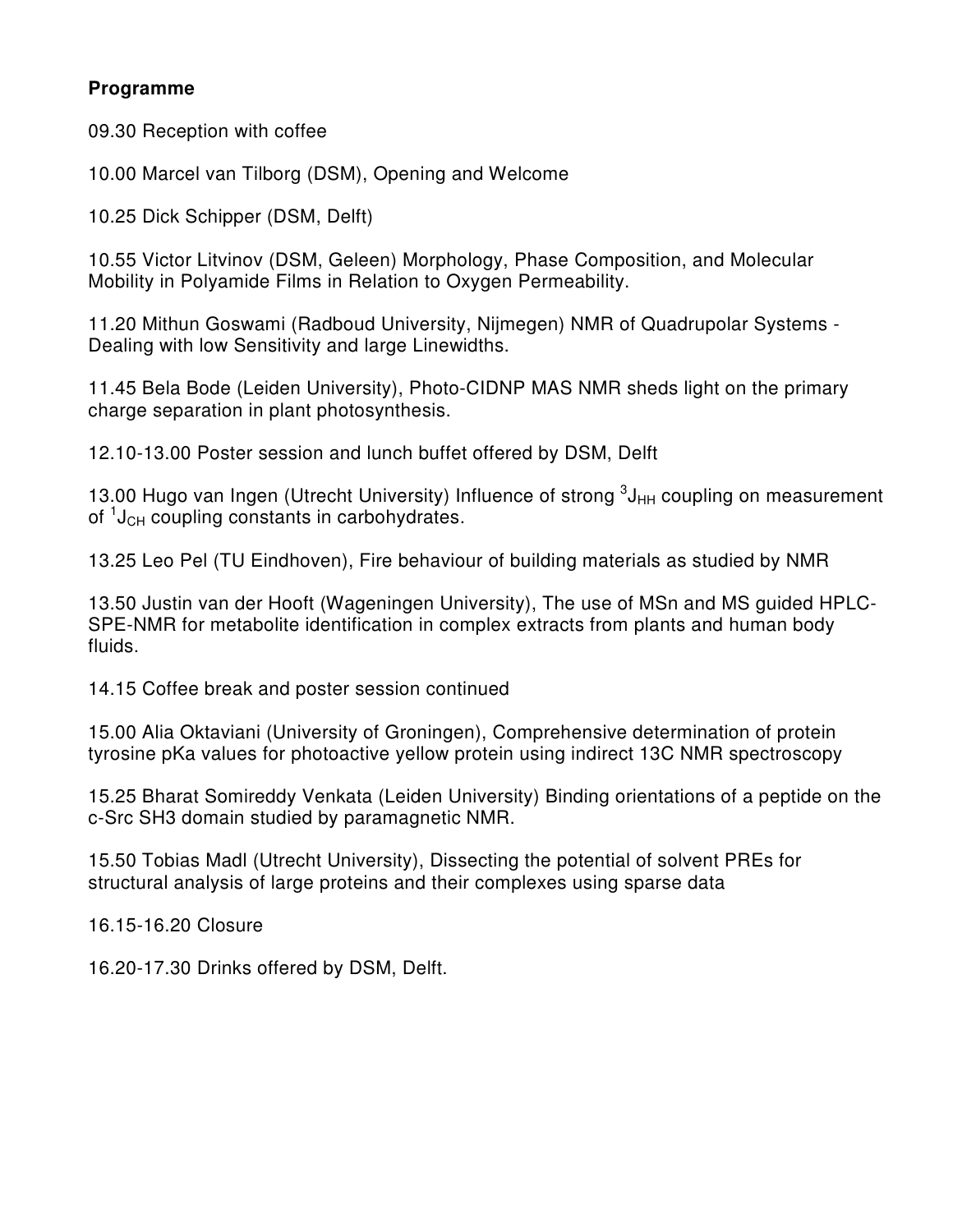**Programme**

09.30 Reception with coffee

10.00 Marcel van Tilborg (DSM), Opening and Welcome

10.25 Dick Schipper (DSM, Delft)

10.55 Victor Litvinov (DSM, Geleen) Morphology, Phase Composition, and Molecular Mobility in Polyamide Films in Relation to Oxygen Permeability.

11.20 Mithun Goswami (Radboud University, Nijmegen) NMR of Quadrupolar Systems - Dealing with low Sensitivity and large Linewidths.

11.45 Bela Bode (Leiden University), Photo-CIDNP MAS NMR sheds light on the primary charge separation in plant photosynthesis.

12.10-13.00 Poster session and lunch buffet offered by DSM, Delft

13.00 Hugo van Ingen (Utrecht University) Influence of strong $^3J_{HH}$ coupling on measurement of $^1J_{CH}$ coupling constants in carbohydrates.

13.25 Leo Pel (TU Eindhoven), Fire behaviour of building materials as studied by NMR

13.50 Justin van der Hooft (Wageningen University), The use of MSn and MS guided HPLC-SPE-NMR for metabolite identification in complex extracts from plants and human body fluids.

14.15 Coffee break and poster session continued

15.00 Alia Oktaviani (University of Groningen), Comprehensive determination of protein tyrosine pKa values for photoactive yellow protein using indirect 13C NMR spectroscopy

15.25 Bharat Somireddy Venkata (Leiden University) Binding orientations of a peptide on the c-Src SH3 domain studied by paramagnetic NMR.

15.50 Tobias Madl (Utrecht University), Dissecting the potential of solvent PREs for structural analysis of large proteins and their complexes using sparse data

16.15-16.20 Closure

16.20-17.30 Drinks offered by DSM, Delft.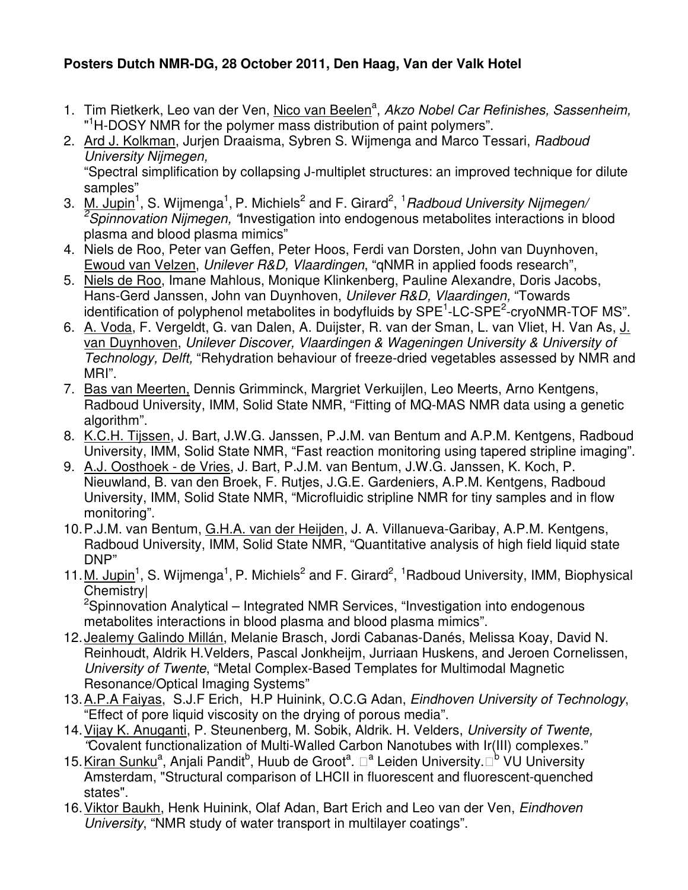**Posters Dutch NMR-DG, 28 October 2011, Den Haag, Van der Valk Hotel**

1. Tim Rietkerk, Leo van der Ven, Nico van Beelen[a], *Akzo Nobel Car Refinishes, Sassenheim,* "[1]H-DOSY NMR for the polymer mass distribution of paint polymers".
2. Ard J. Kolkman, Jurjen Draaisma, Sybren S. Wijmenga and Marco Tessari, *Radboud University Nijmegen,*
   "Spectral simplification by collapsing J-multiplet structures: an improved technique for dilute samples"
3. M. Jupin[1], S. Wijmenga[1], P. Michiels[2] and F. Girard[2], [1]*Radboud University Nijmegen/* [2]*Spinnovation Nijmegen,* "Investigation into endogenous metabolites interactions in blood plasma and blood plasma mimics"
4. Niels de Roo, Peter van Geffen, Peter Hoos, Ferdi van Dorsten, John van Duynhoven, Ewoud van Velzen, *Unilever R&D, Vlaardingen*, "qNMR in applied foods research",
5. Niels de Roo, Imane Mahlous, Monique Klinkenberg, Pauline Alexandre, Doris Jacobs, Hans-Gerd Janssen, John van Duynhoven, *Unilever R&D, Vlaardingen,* "Towards identification of polyphenol metabolites in bodyfluids by SPE[1]-LC-SPE[2]-cryoNMR-TOF MS".
6. A. Voda, F. Vergeldt, G. van Dalen, A. Duijster, R. van der Sman, L. van Vliet, H. Van As, J. van Duynhoven, *Unilever Discover, Vlaardingen & Wageningen University & University of Technology, Delft,* "Rehydration behaviour of freeze-dried vegetables assessed by NMR and MRI".
7. Bas van Meerten, Dennis Grimminck, Margriet Verkuijlen, Leo Meerts, Arno Kentgens, Radboud University, IMM, Solid State NMR, "Fitting of MQ-MAS NMR data using a genetic algorithm".
8. K.C.H. Tijssen, J. Bart, J.W.G. Janssen, P.J.M. van Bentum and A.P.M. Kentgens, Radboud University, IMM, Solid State NMR, "Fast reaction monitoring using tapered stripline imaging".
9. A.J. Oosthoek - de Vries, J. Bart, P.J.M. van Bentum, J.W.G. Janssen, K. Koch, P. Nieuwland, B. van den Broek, F. Rutjes, J.G.E. Gardeniers, A.P.M. Kentgens, Radboud University, IMM, Solid State NMR, "Microfluidic stripline NMR for tiny samples and in flow monitoring".
10. P.J.M. van Bentum, G.H.A. van der Heijden, J. A. Villanueva-Garibay, A.P.M. Kentgens, Radboud University, IMM, Solid State NMR, "Quantitative analysis of high field liquid state DNP"
11. M. Jupin[1], S. Wijmenga[1], P. Michiels[2] and F. Girard[2], [1]Radboud University, IMM, Biophysical Chemistry|
    [2]Spinnovation Analytical – Integrated NMR Services, "Investigation into endogenous metabolites interactions in blood plasma and blood plasma mimics".
12. Jealemy Galindo Millán, Melanie Brasch, Jordi Cabanas-Danés, Melissa Koay, David N. Reinhoudt, Aldrik H.Velders, Pascal Jonkheijm, Jurriaan Huskens, and Jeroen Cornelissen, *University of Twente*, "Metal Complex-Based Templates for Multimodal Magnetic Resonance/Optical Imaging Systems"
13. A.P.A Faiyas, S.J.F Erich, H.P Huinink, O.C.G Adan, *Eindhoven University of Technology*, "Effect of pore liquid viscosity on the drying of porous media".
14. Vijay K. Anuganti, P. Steunenberg, M. Sobik, Aldrik. H. Velders, *University of Twente,* "Covalent functionalization of Multi-Walled Carbon Nanotubes with Ir(III) complexes."
15. Kiran Sunku[a], Anjali Pandit[b], Huub de Groot[a]. [a] Leiden University. [b] VU University Amsterdam, "Structural comparison of LHCII in fluorescent and fluorescent-quenched states".
16. Viktor Baukh, Henk Huinink, Olaf Adan, Bart Erich and Leo van der Ven, *Eindhoven University*, "NMR study of water transport in multilayer coatings".